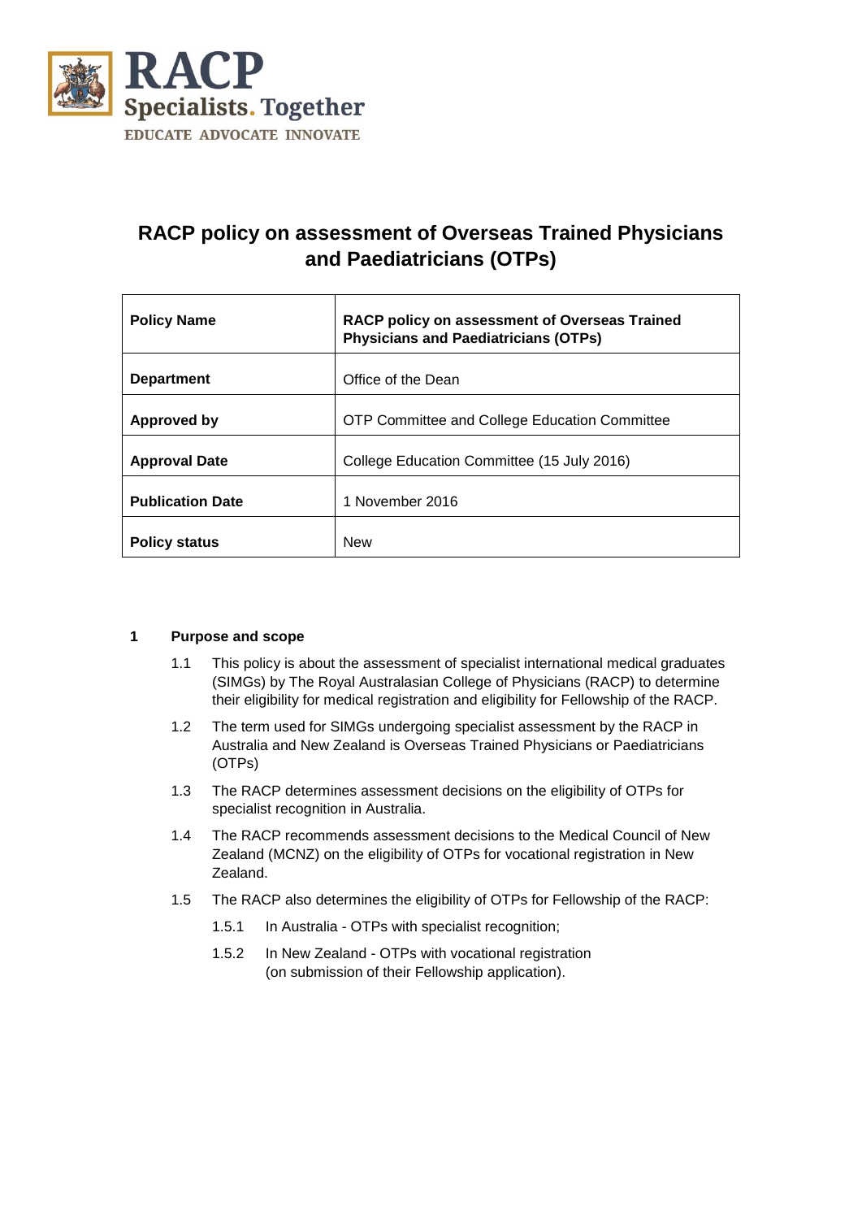RACP
Specialists. Together
EDUCATE ADVOCATE INNOVATE

# RACP policy on assessment of Overseas Trained Physicians and Paediatricians (OTPs)

| **Policy Name** | **RACP policy on assessment of Overseas Trained Physicians and Paediatricians (OTPs)** |
|---|---|
| **Department** | Office of the Dean |
| **Approved by** | OTP Committee and College Education Committee |
| **Approval Date** | College Education Committee (15 July 2016) |
| **Publication Date** | 1 November 2016 |
| **Policy status** | New |

## 1 Purpose and scope

1.1 This policy is about the assessment of specialist international medical graduates (SIMGs) by The Royal Australasian College of Physicians (RACP) to determine their eligibility for medical registration and eligibility for Fellowship of the RACP.

1.2 The term used for SIMGs undergoing specialist assessment by the RACP in Australia and New Zealand is Overseas Trained Physicians or Paediatricians (OTPs)

1.3 The RACP determines assessment decisions on the eligibility of OTPs for specialist recognition in Australia.

1.4 The RACP recommends assessment decisions to the Medical Council of New Zealand (MCNZ) on the eligibility of OTPs for vocational registration in New Zealand.

1.5 The RACP also determines the eligibility of OTPs for Fellowship of the RACP:

1.5.1 In Australia - OTPs with specialist recognition;

1.5.2 In New Zealand - OTPs with vocational registration (on submission of their Fellowship application).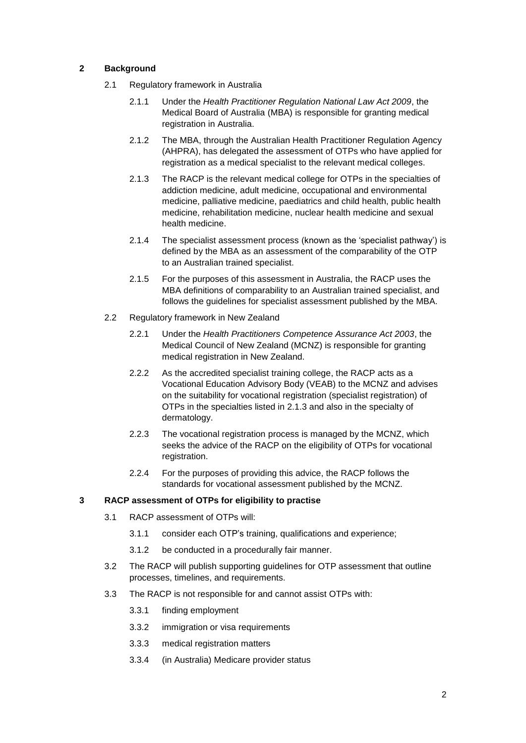## 2 Background

2.1 Regulatory framework in Australia

2.1.1 Under the *Health Practitioner Regulation National Law Act 2009*, the Medical Board of Australia (MBA) is responsible for granting medical registration in Australia.

2.1.2 The MBA, through the Australian Health Practitioner Regulation Agency (AHPRA), has delegated the assessment of OTPs who have applied for registration as a medical specialist to the relevant medical colleges.

2.1.3 The RACP is the relevant medical college for OTPs in the specialties of addiction medicine, adult medicine, occupational and environmental medicine, palliative medicine, paediatrics and child health, public health medicine, rehabilitation medicine, nuclear health medicine and sexual health medicine.

2.1.4 The specialist assessment process (known as the 'specialist pathway') is defined by the MBA as an assessment of the comparability of the OTP to an Australian trained specialist.

2.1.5 For the purposes of this assessment in Australia, the RACP uses the MBA definitions of comparability to an Australian trained specialist, and follows the guidelines for specialist assessment published by the MBA.

2.2 Regulatory framework in New Zealand

2.2.1 Under the *Health Practitioners Competence Assurance Act 2003*, the Medical Council of New Zealand (MCNZ) is responsible for granting medical registration in New Zealand.

2.2.2 As the accredited specialist training college, the RACP acts as a Vocational Education Advisory Body (VEAB) to the MCNZ and advises on the suitability for vocational registration (specialist registration) of OTPs in the specialties listed in 2.1.3 and also in the specialty of dermatology.

2.2.3 The vocational registration process is managed by the MCNZ, which seeks the advice of the RACP on the eligibility of OTPs for vocational registration.

2.2.4 For the purposes of providing this advice, the RACP follows the standards for vocational assessment published by the MCNZ.

## 3 RACP assessment of OTPs for eligibility to practise

3.1 RACP assessment of OTPs will:

3.1.1 consider each OTP's training, qualifications and experience;

3.1.2 be conducted in a procedurally fair manner.

3.2 The RACP will publish supporting guidelines for OTP assessment that outline processes, timelines, and requirements.

3.3 The RACP is not responsible for and cannot assist OTPs with:

3.3.1 finding employment

3.3.2 immigration or visa requirements

3.3.3 medical registration matters

3.3.4 (in Australia) Medicare provider status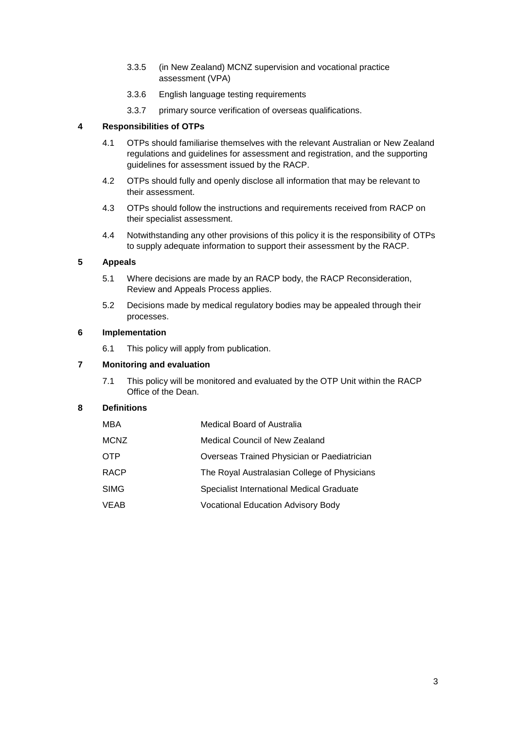3.3.5 (in New Zealand) MCNZ supervision and vocational practice assessment (VPA)

3.3.6 English language testing requirements

3.3.7 primary source verification of overseas qualifications.

## 4 Responsibilities of OTPs

4.1 OTPs should familiarise themselves with the relevant Australian or New Zealand regulations and guidelines for assessment and registration, and the supporting guidelines for assessment issued by the RACP.

4.2 OTPs should fully and openly disclose all information that may be relevant to their assessment.

4.3 OTPs should follow the instructions and requirements received from RACP on their specialist assessment.

4.4 Notwithstanding any other provisions of this policy it is the responsibility of OTPs to supply adequate information to support their assessment by the RACP.

## 5 Appeals

5.1 Where decisions are made by an RACP body, the RACP Reconsideration, Review and Appeals Process applies.

5.2 Decisions made by medical regulatory bodies may be appealed through their processes.

## 6 Implementation

6.1 This policy will apply from publication.

## 7 Monitoring and evaluation

7.1 This policy will be monitored and evaluated by the OTP Unit within the RACP Office of the Dean.

## 8 Definitions

| | |
|---|---|
| MBA | Medical Board of Australia |
| MCNZ | Medical Council of New Zealand |
| OTP | Overseas Trained Physician or Paediatrician |
| RACP | The Royal Australasian College of Physicians |
| SIMG | Specialist International Medical Graduate |
| VEAB | Vocational Education Advisory Body |